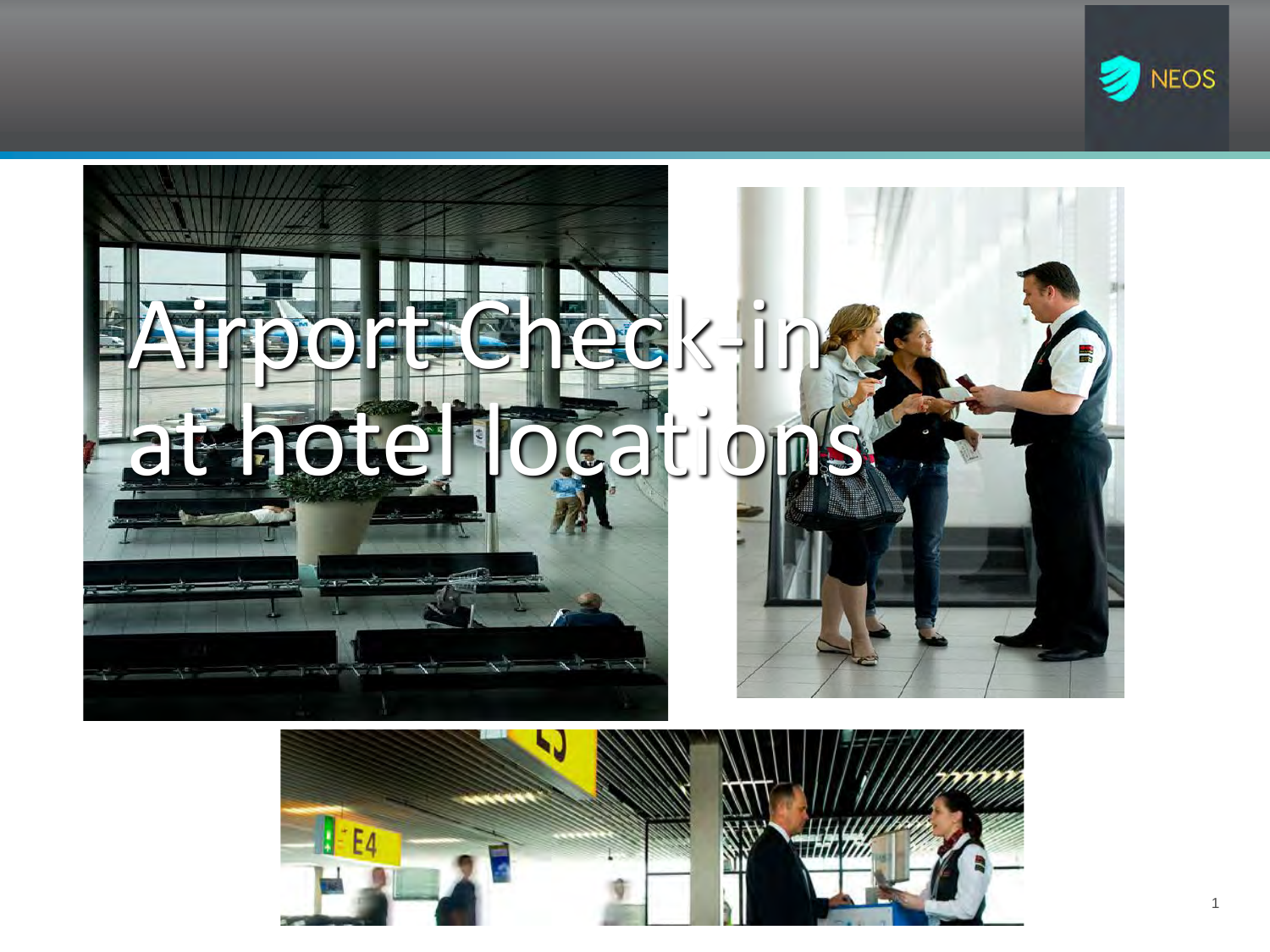# Airport Check-in at hotel locations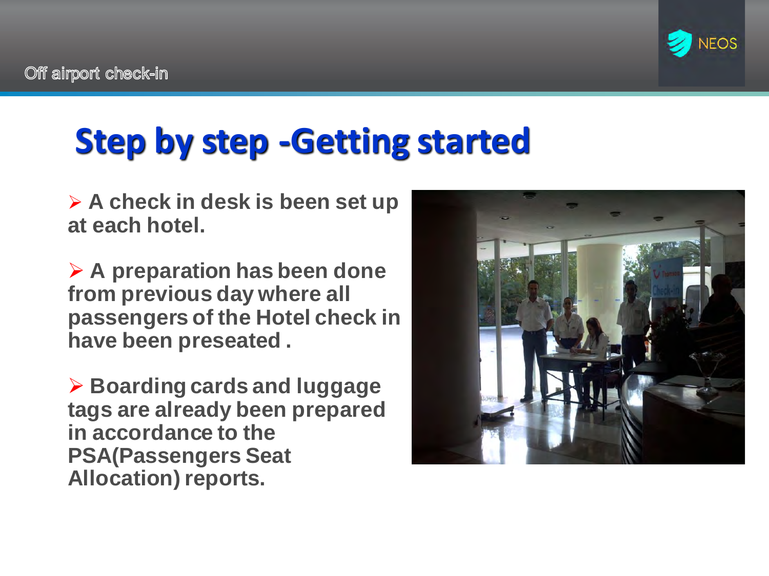Off airport check-in

# Step by step -Getting started

- **A check in desk is been set up at each hotel.**
- **A preparation has been done from previous day where all passengers of the Hotel check in have been preseated .**
- **Boarding cards and luggage tags are already been prepared in accordance to the PSA(Passengers Seat Allocation) reports.**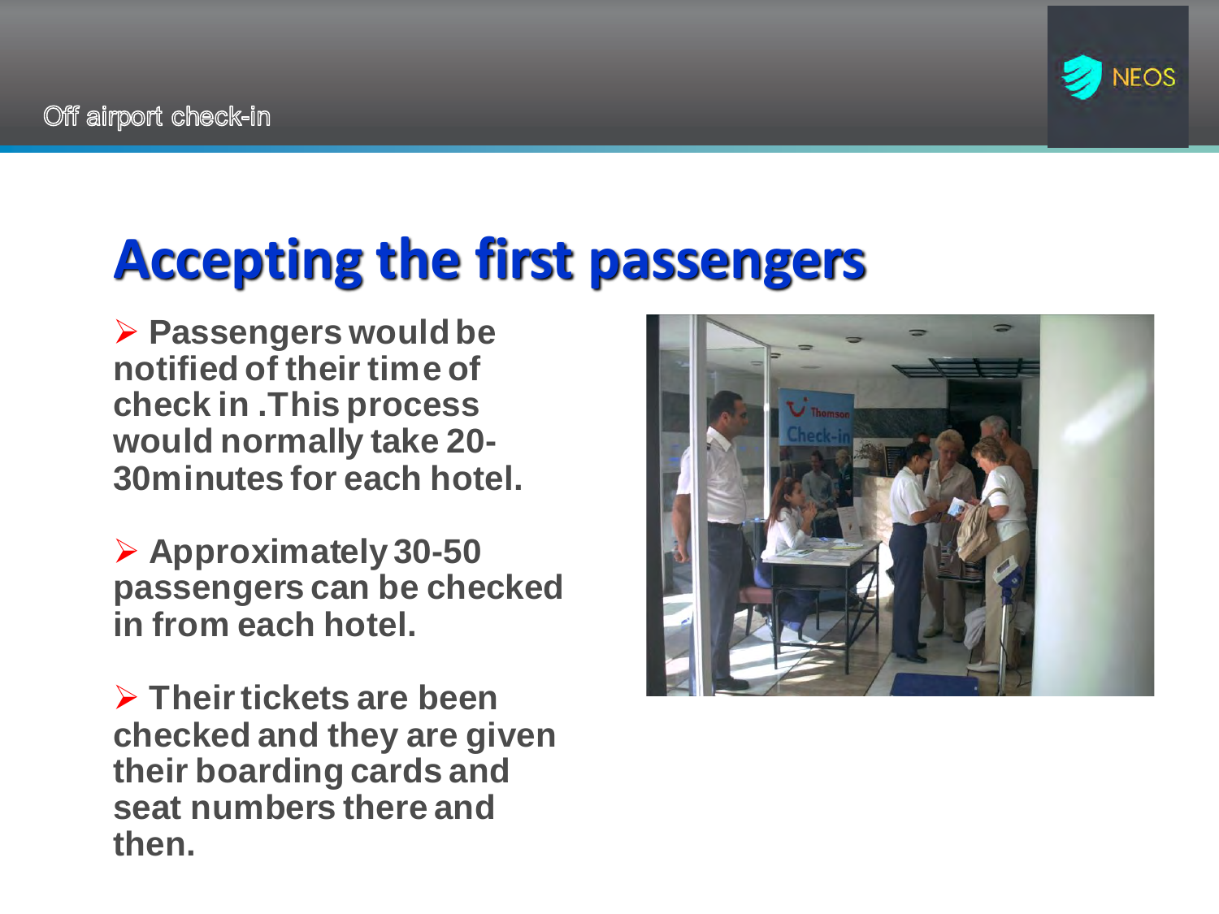# Accepting the first passengers

- **Passengers would be notified of their time of check in .This process would normally take 20-30minutes for each hotel.**

- **Approximately 30-50 passengers can be checked in from each hotel.**

- **Their tickets are been checked and they are given their boarding cards and seat numbers there and then.**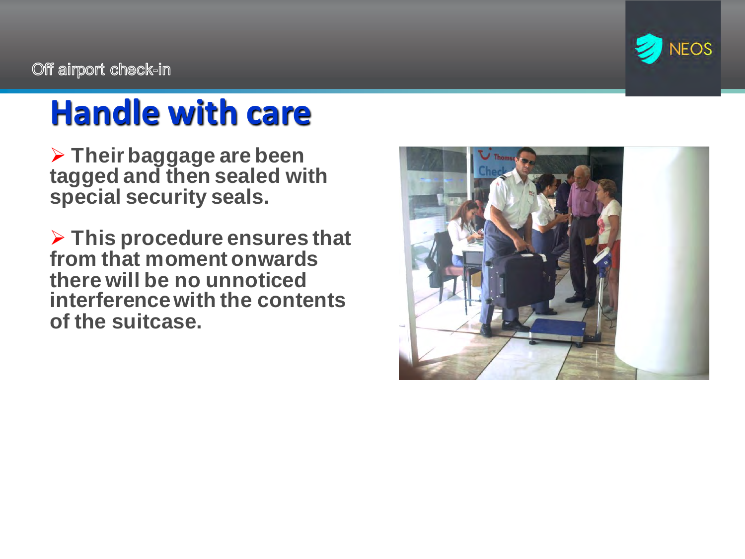Off airport check-in

# Handle with care

- Their baggage are been tagged and then sealed with special security seals.
- This procedure ensures that from that moment onwards there will be no unnoticed interference with the contents of the suitcase.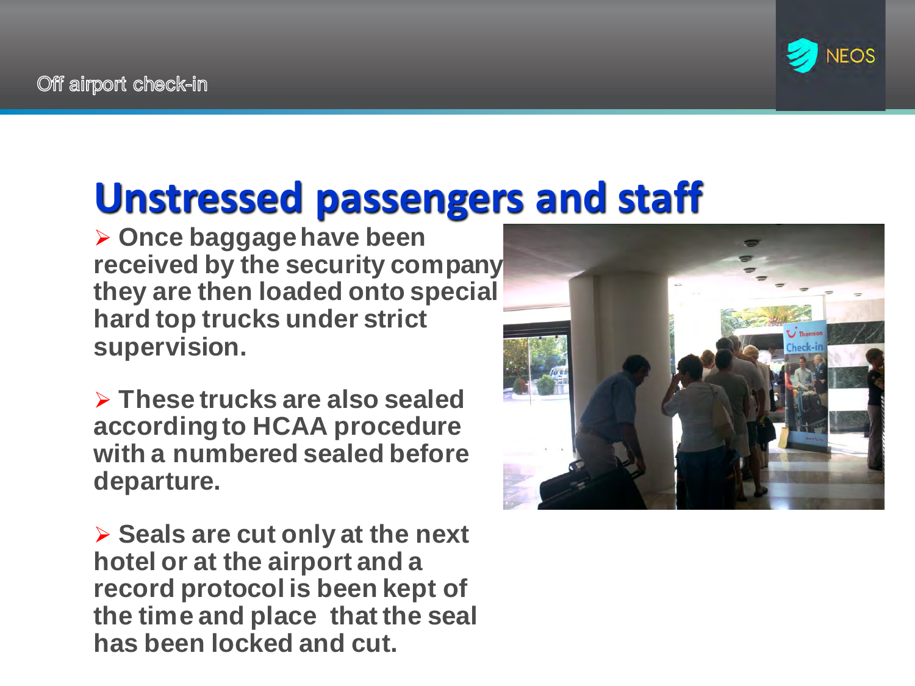Off airport check-in

# Unstressed passengers and staff

- **Once baggage have been received by the security company they are then loaded onto special hard top trucks under strict supervision.**

- **These trucks are also sealed according to HCAA procedure with a numbered sealed before departure.**

- **Seals are cut only at the next hotel or at the airport and a record protocol is been kept of the time and place that the seal has been locked and cut.**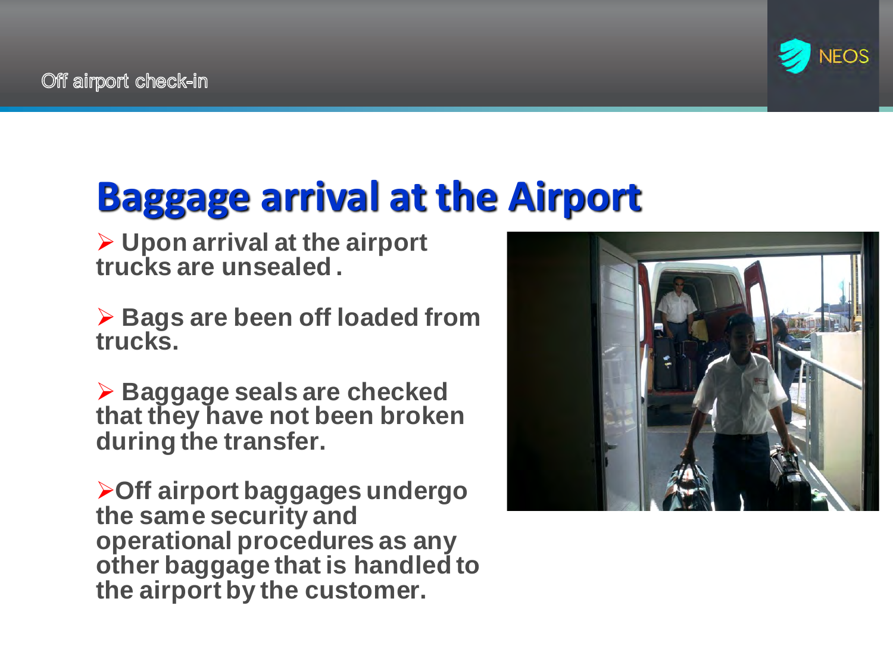# Baggage arrival at the Airport

- Upon arrival at the airport trucks are unsealed.
- Bags are been off loaded from trucks.
- Baggage seals are checked that they have not been broken during the transfer.
- Off airport baggages undergo the same security and operational procedures as any other baggage that is handled to the airport by the customer.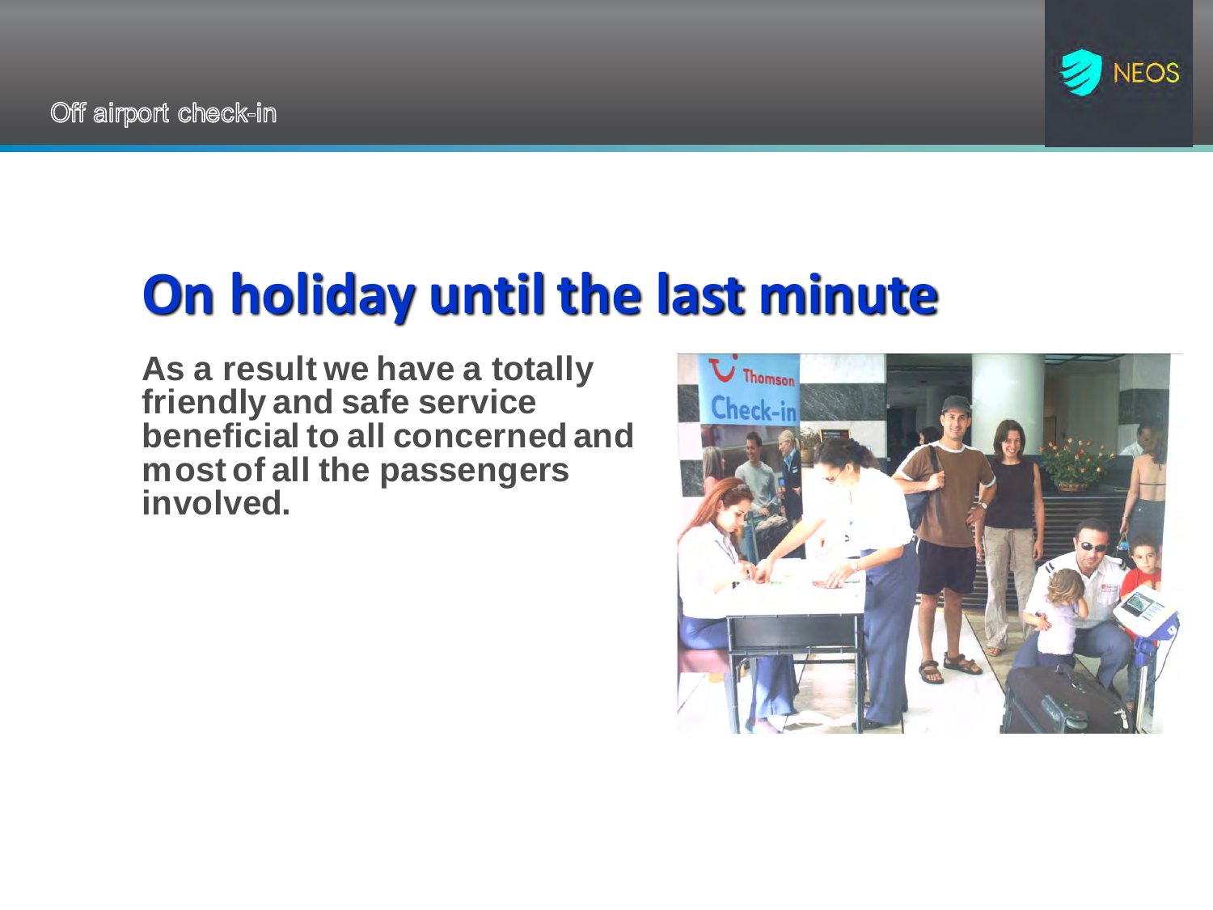Off airport check-in

# On holiday until the last minute

**As a result we have a totally friendly and safe service beneficial to all concerned and most of all the passengers involved.**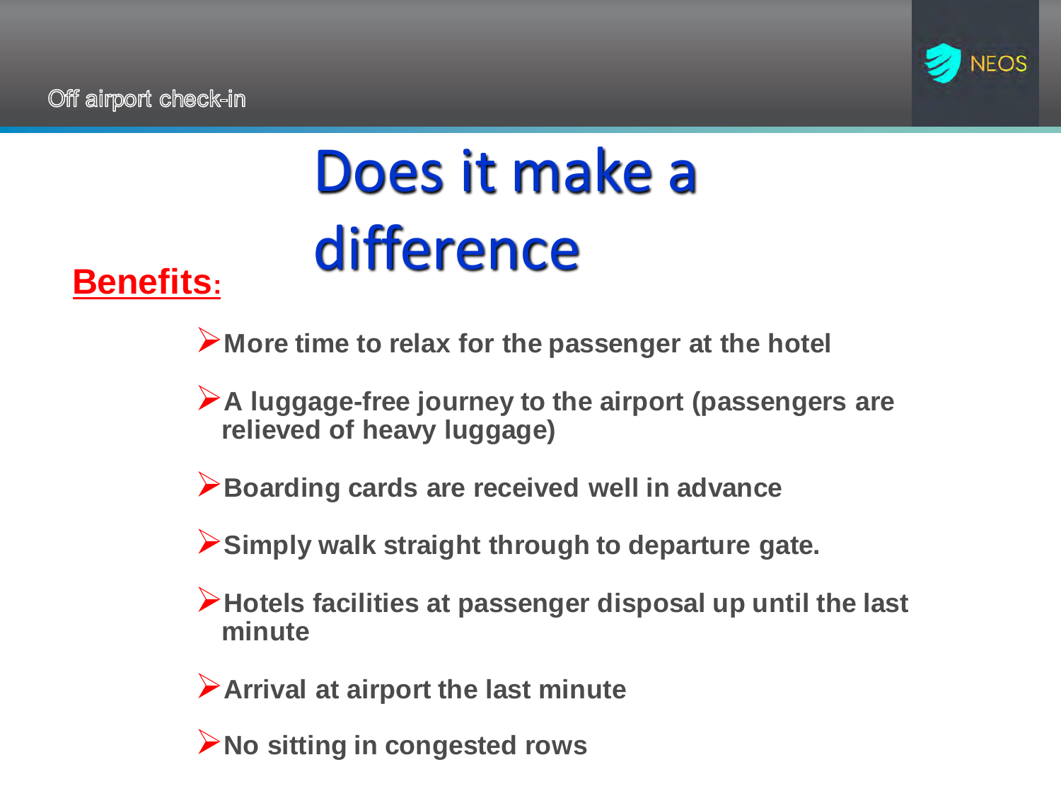# Does it make a difference

**Benefits:**

- **More time to relax for the passenger at the hotel**
- **A luggage-free journey to the airport (passengers are relieved of heavy luggage)**
- **Boarding cards are received well in advance**
- **Simply walk straight through to departure gate.**
- **Hotels facilities at passenger disposal up until the last minute**
- **Arrival at airport the last minute**
- **No sitting in congested rows**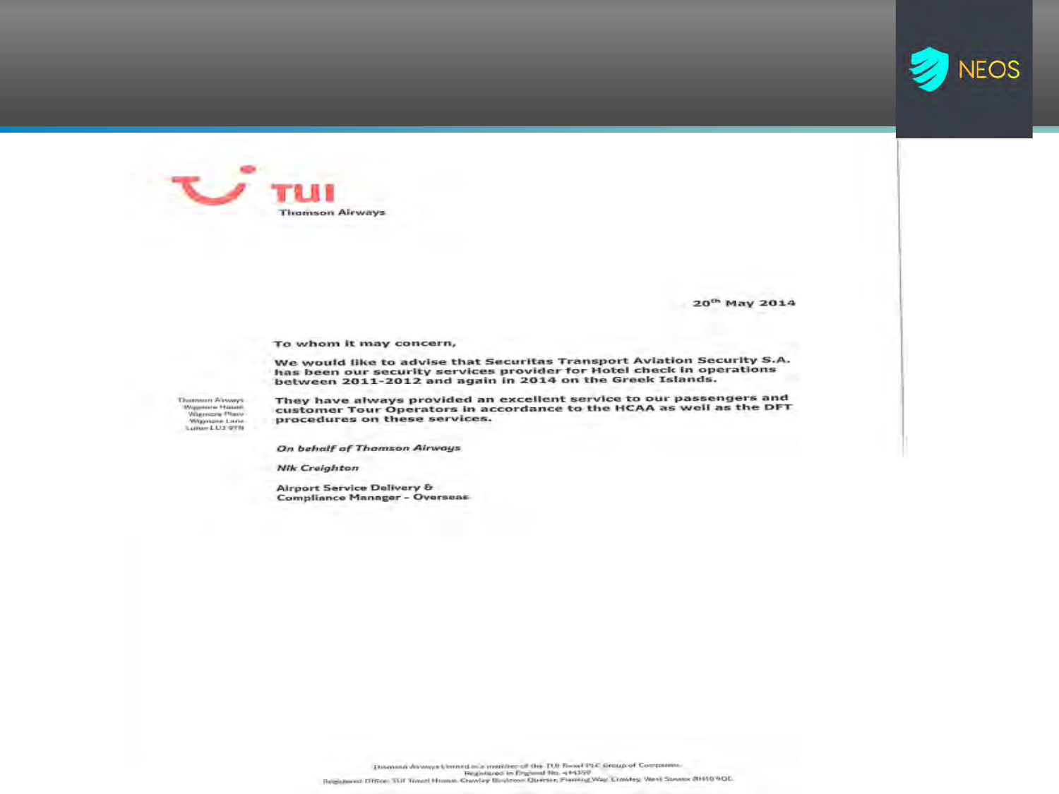TUI

Thomson Airways

20th May 2014

Thomson Airways
Wigmore House
Wigmore Place
Wigmore Lane
Luton LU2 9TN

To whom it may concern,

We would like to advise that Securitas Transport Aviation Security S.A. has been our security services provider for Hotel check in operations between 2011-2012 and again in 2014 on the Greek Islands.

They have always provided an excellent service to our passengers and customer Tour Operators in accordance to the HCAA as well as the DFT procedures on these services.

*On behalf of Thomson Airways*

*Nik Creighton*

Airport Service Delivery & Compliance Manager – Overseas

Thomson Airways Limited is a member of the TUI Travel PLC Group of Companies.
Registered in England No. 444359
Registered Office: TUI Travel House, Crawley Business Quarter, Fleming Way, Crawley, West Sussex RH10 9QL